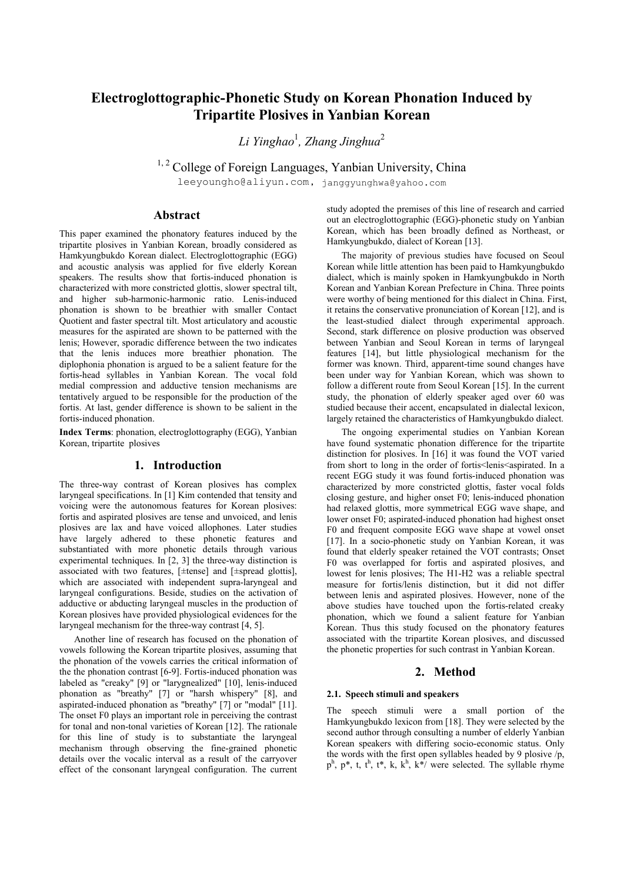# Electroglottographic-Phonetic Study on Korean Phonation Induced by Tripartite Plosives in Yanbian Korean

*Li Yinghao*[1], *Zhang Jinghua*[2]

[1, 2] College of Foreign Languages, Yanbian University, China

leeyoungho@aliyun.com, janggyunghwa@yahoo.com

## Abstract

This paper examined the phonatory features induced by the tripartite plosives in Yanbian Korean, broadly considered as Hamkyungbukdo Korean dialect. Electroglottographic (EGG) and acoustic analysis was applied for five elderly Korean speakers. The results show that fortis-induced phonation is characterized with more constricted glottis, slower spectral tilt, and higher sub-harmonic-harmonic ratio. Lenis-induced phonation is shown to be breathier with smaller Contact Quotient and faster spectral tilt. Most articulatory and acoustic measures for the aspirated are shown to be patterned with the lenis; However, sporadic difference between the two indicates that the lenis induces more breathier phonation. The diplophonia phonation is argued to be a salient feature for the fortis-head syllables in Yanbian Korean. The vocal fold medial compression and adductive tension mechanisms are tentatively argued to be responsible for the production of the fortis. At last, gender difference is shown to be salient in the fortis-induced phonation.

**Index Terms**: phonation, electroglottography (EGG), Yanbian Korean, tripartite plosives

## 1. Introduction

The three-way contrast of Korean plosives has complex laryngeal specifications. In [1] Kim contended that tensity and voicing were the autonomous features for Korean plosives: fortis and aspirated plosives are tense and unvoiced, and lenis plosives are lax and have voiced allophones. Later studies have largely adhered to these phonetic features and substantiated with more phonetic details through various experimental techniques. In [2, 3] the three-way distinction is associated with two features, [±tense] and [±spread glottis], which are associated with independent supra-laryngeal and laryngeal configurations. Beside, studies on the activation of adductive or abducting laryngeal muscles in the production of Korean plosives have provided physiological evidences for the laryngeal mechanism for the three-way contrast [4, 5].

Another line of research has focused on the phonation of vowels following the Korean tripartite plosives, assuming that the phonation of the vowels carries the critical information of the the phonation contrast [6-9]. Fortis-induced phonation was labeled as "creaky" [9] or "larygnealized" [10], lenis-induced phonation as "breathy" [7] or "harsh whispery" [8], and aspirated-induced phonation as "breathy" [7] or "modal" [11]. The onset F0 plays an important role in perceiving the contrast for tonal and non-tonal varieties of Korean [12]. The rationale for this line of study is to substantiate the laryngeal mechanism through observing the fine-grained phonetic details over the vocalic interval as a result of the carryover effect of the consonant laryngeal configuration. The current study adopted the premises of this line of research and carried out an electroglottographic (EGG)-phonetic study on Yanbian Korean, which has been broadly defined as Northeast, or Hamkyungbukdo, dialect of Korean [13].

The majority of previous studies have focused on Seoul Korean while little attention has been paid to Hamkyungbukdo dialect, which is mainly spoken in Hamkyungbukdo in North Korean and Yanbian Korean Prefecture in China. Three points were worthy of being mentioned for this dialect in China. First, it retains the conservative pronunciation of Korean [12], and is the least-studied dialect through experimental approach. Second, stark difference on plosive production was observed between Yanbian and Seoul Korean in terms of laryngeal features [14], but little physiological mechanism for the former was known. Third, apparent-time sound changes have been under way for Yanbian Korean, which was shown to follow a different route from Seoul Korean [15]. In the current study, the phonation of elderly speaker aged over 60 was studied because their accent, encapsulated in dialectal lexicon, largely retained the characteristics of Hamkyungbukdo dialect.

The ongoing experimental studies on Yanbian Korean have found systematic phonation difference for the tripartite distinction for plosives. In [16] it was found the VOT varied from short to long in the order of fortis<lenis<aspirated. In a recent EGG study it was found fortis-induced phonation was characterized by more constricted glottis, faster vocal folds closing gesture, and higher onset F0; lenis-induced phonation had relaxed glottis, more symmetrical EGG wave shape, and lower onset F0; aspirated-induced phonation had highest onset F0 and frequent composite EGG wave shape at vowel onset [17]. In a socio-phonetic study on Yanbian Korean, it was found that elderly speaker retained the VOT contrasts; Onset F0 was overlapped for fortis and aspirated plosives, and lowest for lenis plosives; The H1-H2 was a reliable spectral measure for fortis/lenis distinction, but it did not differ between lenis and aspirated plosives. However, none of the above studies have touched upon the fortis-related creaky phonation, which we found a salient feature for Yanbian Korean. Thus this study focused on the phonatory features associated with the tripartite Korean plosives, and discussed the phonetic properties for such contrast in Yanbian Korean.

## 2. Method

### 2.1. Speech stimuli and speakers

The speech stimuli were a small portion of the Hamkyungbukdo lexicon from [18]. They were selected by the second author through consulting a number of elderly Yanbian Korean speakers with differing socio-economic status. Only the words with the first open syllables headed by 9 plosive /p, $p^h$, p*, t, $t^h$, t*, k, $k^h$, k*/ were selected. The syllable rhyme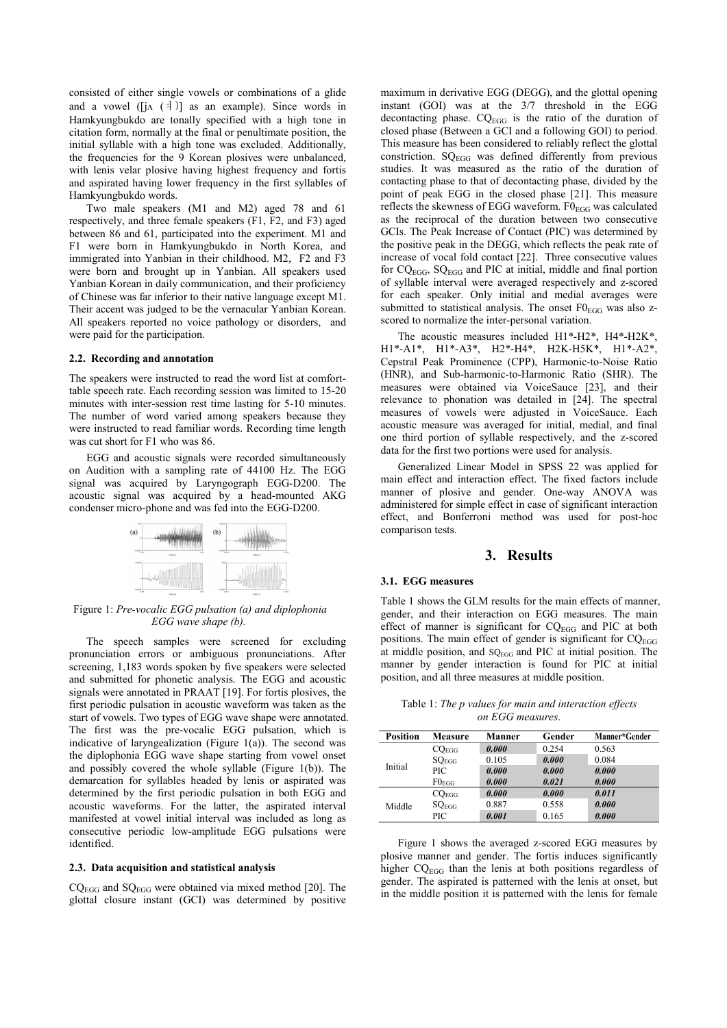consisted of either single vowels or combinations of a glide and a vowel ([jʌ (ㅕ)] as an example). Since words in Hamkyungbukdo are tonally specified with a high tone in citation form, normally at the final or penultimate position, the initial syllable with a high tone was excluded. Additionally, the frequencies for the 9 Korean plosives were unbalanced, with lenis velar plosive having highest frequency and fortis and aspirated having lower frequency in the first syllables of Hamkyungbukdo words.

Two male speakers (M1 and M2) aged 78 and 61 respectively, and three female speakers (F1, F2, and F3) aged between 86 and 61, participated into the experiment. M1 and F1 were born in Hamkyungbukdo in North Korea, and immigrated into Yanbian in their childhood. M2, F2 and F3 were born and brought up in Yanbian. All speakers used Yanbian Korean in daily communication, and their proficiency of Chinese was far inferior to their native language except M1. Their accent was judged to be the vernacular Yanbian Korean. All speakers reported no voice pathology or disorders, and were paid for the participation.

### 2.2. Recording and annotation

The speakers were instructed to read the word list at comfort-table speech rate. Each recording session was limited to 15-20 minutes with inter-session rest time lasting for 5-10 minutes. The number of word varied among speakers because they were instructed to read familiar words. Recording time length was cut short for F1 who was 86.

EGG and acoustic signals were recorded simultaneously on Audition with a sampling rate of 44100 Hz. The EGG signal was acquired by Laryngograph EGG-D200. The acoustic signal was acquired by a head-mounted AKG condenser micro-phone and was fed into the EGG-D200.

Figure 1: *Pre-vocalic EGG pulsation (a) and diplophonia EGG wave shape (b).*

The speech samples were screened for excluding pronunciation errors or ambiguous pronunciations. After screening, 1,183 words spoken by five speakers were selected and submitted for phonetic analysis. The EGG and acoustic signals were annotated in PRAAT [19]. For fortis plosives, the first periodic pulsation in acoustic waveform was taken as the start of vowels. Two types of EGG wave shape were annotated. The first was the pre-vocalic EGG pulsation, which is indicative of laryngealization (Figure 1(a)). The second was the diplophonia EGG wave shape starting from vowel onset and possibly covered the whole syllable (Figure 1(b)). The demarcation for syllables headed by lenis or aspirated was determined by the first periodic pulsation in both EGG and acoustic waveforms. For the latter, the aspirated interval manifested at vowel initial interval was included as long as consecutive periodic low-amplitude EGG pulsations were identified.

### 2.3. Data acquisition and statistical analysis

$CQ_{EGG}$ and $SQ_{EGG}$ were obtained via mixed method [20]. The glottal closure instant (GCI) was determined by positive maximum in derivative EGG (DEGG), and the glottal opening instant (GOI) was at the 3/7 threshold in the EGG decontacting phase. $CQ_{EGG}$ is the ratio of the duration of closed phase (Between a GCI and a following GOI) to period. This measure has been considered to reliably reflect the glottal constriction. $SQ_{EGG}$ was defined differently from previous studies. It was measured as the ratio of the duration of contacting phase to that of decontacting phase, divided by the point of peak EGG in the closed phase [21]. This measure reflects the skewness of EGG waveform. $F0_{EGG}$ was calculated as the reciprocal of the duration between two consecutive GCIs. The Peak Increase of Contact (PIC) was determined by the positive peak in the DEGG, which reflects the peak rate of increase of vocal fold contact [22]. Three consecutive values for $CQ_{EGG}$, $SQ_{EGG}$ and PIC at initial, middle and final portion of syllable interval were averaged respectively and z-scored for each speaker. Only initial and medial averages were submitted to statistical analysis. The onset $F0_{EGG}$ was also z-scored to normalize the inter-personal variation.

The acoustic measures included H1*-H2*, H4*-H2K*, H1*-A1*, H1*-A3*, H2*-H4*, H2K-H5K*, H1*-A2*, Cepstral Peak Prominence (CPP), Harmonic-to-Noise Ratio (HNR), and Sub-harmonic-to-Harmonic Ratio (SHR). The measures were obtained via VoiceSauce [23], and their relevance to phonation was detailed in [24]. The spectral measures of vowels were adjusted in VoiceSauce. Each acoustic measure was averaged for initial, medial, and final one third portion of syllable respectively, and the z-scored data for the first two portions were used for analysis.

Generalized Linear Model in SPSS 22 was applied for main effect and interaction effect. The fixed factors include manner of plosive and gender. One-way ANOVA was administered for simple effect in case of significant interaction effect, and Bonferroni method was used for post-hoc comparison tests.

## 3. Results

### 3.1. EGG measures

Table 1 shows the GLM results for the main effects of manner, gender, and their interaction on EGG measures. The main effect of manner is significant for $CQ_{EGG}$ and PIC at both positions. The main effect of gender is significant for $CQ_{EGG}$ at middle position, and $SQ_{EGG}$ and PIC at initial position. The manner by gender interaction is found for PIC at initial position, and all three measures at middle position.

Table 1: *The p values for main and interaction effects on EGG measures.*

| Position | Measure | Manner | Gender | Manner*Gender |
|---|---|---|---|---|
| Initial | $CQ_{EGG}$ | ***0.000*** | 0.254 | 0.563 |
| | $SQ_{EGG}$ | 0.105 | ***0.000*** | 0.084 |
| | PIC | ***0.000*** | ***0.000*** | ***0.000*** |
| | $F0_{EGG}$ | ***0.000*** | ***0.021*** | ***0.000*** |
| Middle | $CQ_{EGG}$ | ***0.000*** | ***0.000*** | ***0.011*** |
| | $SQ_{EGG}$ | 0.887 | 0.558 | ***0.000*** |
| | PIC | ***0.001*** | 0.165 | ***0.000*** |

Figure 1 shows the averaged z-scored EGG measures by plosive manner and gender. The fortis induces significantly higher $CQ_{EGG}$ than the lenis at both positions regardless of gender. The aspirated is patterned with the lenis at onset, but in the middle position it is patterned with the lenis for female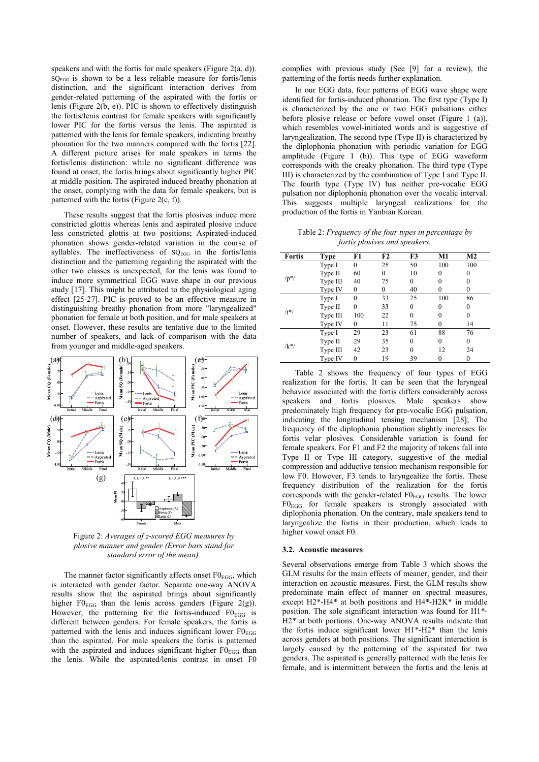speakers and with the fortis for male speakers (Figure 2(a, d)). $SQ_{EGG}$ is shown to be a less reliable measure for fortis/lenis distinction, and the significant interaction derives from gender-related patterning of the aspirated with the fortis or lenis (Figure 2(b, e)). PIC is shown to effectively distinguish the fortis/lenis contrast for female speakers with significantly lower PIC for the fortis versus the lenis. The aspirated is patterned with the lenis for female speakers, indicating breathy phonation for the two manners compared with the fortis [22]. A different picture arises for male speakers in terms the fortis/lenis distinction: while no significant difference was found at onset, the fortis brings about significantly higher PIC at middle position. The aspirated induced breathy phonation at the onset, complying with the data for female speakers, but is patterned with the fortis (Figure 2(c, f)).

These results suggest that the fortis plosives induce more constricted glottis whereas lenis and aspirated plosive induce less constricted glottis at two positions; Aspirated-induced phonation shows gender-related variation in the course of syllables. The ineffectiveness of $SQ_{EGG}$ in the fortis/lenis distinction and the patterning regarding the aspirated with the other two classes is unexpected, for the lenis was found to induce more symmetrical EGG wave shape in our previous study [17]. This might be attributed to the physiological aging effect [25-27]. PIC is proved to be an effective measure in distinguishing breathy phonation from more "laryngealized" phonation for female at both position, and for male speakers at onset. However, these results are tentative due to the limited number of speakers, and lack of comparison with the data from younger and middle-aged speakers.

(a) Mean CQ (Female) — Lenis, Aspirated, Fortis — Initial, Middle, Final
(b) Mean SQ (Female) — Lenis, Aspirated, Fortis — Initial, Middle, Final
(c) Mean PIC (Female) — Lenis, Aspirated, Fortis — Initial, Middle, Final
(d) Mean CQ (Male) — Lenis, Aspirated, Fortis — Initial, Middle, Final
(e) Mean SQ (Male) — Lenis, Aspirated, Fortis — Initial, Middle, Final
(f) Mean PIC (Male) — Lenis, Aspirated, Fortis — Initial, Middle, Final
(g) Mean F0 — F, L < A ** — L < A, F *** — Aspirated (A), Fortis (F), Lenis (L) — Female, Male

Figure 2: *Averages of z-scored EGG measures by plosive manner and gender (Error bars stand for standard error of the mean).*

The manner factor significantly affects onset $F0_{EGG}$, which is interacted with gender factor. Separate one-way ANOVA results show that the aspirated brings about significantly higher $F0_{EGG}$ than the lenis across genders (Figure 2(g)). However, the patterning for the fortis-induced $F0_{EGG}$ is different between genders. For female speakers, the fortis is patterned with the lenis and induces significant lower $F0_{EGG}$ than the aspirated. For male speakers the fortis is patterned with the aspirated and induces significant higher $F0_{EGG}$ than the lenis. While the aspirated/lenis contrast in onset F0 complies with previous study (See [9] for a review), the patterning of the fortis needs further explanation.

In our EGG data, four patterns of EGG wave shape were identified for fortis-induced phonation. The first type (Type I) is characterized by the one or two EGG pulsations either before plosive release or before vowel onset (Figure 1 (a)), which resembles vowel-initiated words and is suggestive of laryngealization. The second type (Type II) is characterized by the diplophonia phonation with periodic variation for EGG amplitude (Figure 1 (b)). This type of EGG waveform corresponds with the creaky phonation. The third type (Type III) is characterized by the combination of Type I and Type II. The fourth type (Type IV) has neither pre-vocalic EGG pulsation nor diplophonia phonation over the vocalic interval. This suggests multiple laryngeal realizations for the production of the fortis in Yanbian Korean.

Table 2: *Frequency of the four types in percentage by fortis plosives and speakers.*

| Fortis | Type | F1 | F2 | F3 | M1 | M2 |
|---|---|---|---|---|---|---|
| /p*/ | Type I | 0 | 25 | 50 | 100 | 100 |
| | Type II | 60 | 0 | 10 | 0 | 0 |
| | Type III | 40 | 75 | 0 | 0 | 0 |
| | Type IV | 0 | 0 | 40 | 0 | 0 |
| /t*/ | Type I | 0 | 33 | 25 | 100 | 86 |
| | Type II | 0 | 33 | 0 | 0 | 0 |
| | Type III | 100 | 22 | 0 | 0 | 0 |
| | Type IV | 0 | 11 | 75 | 0 | 14 |
| /k*/ | Type I | 29 | 23 | 61 | 88 | 76 |
| | Type II | 29 | 35 | 0 | 0 | 0 |
| | Type III | 42 | 23 | 0 | 12 | 24 |
| | Type IV | 0 | 19 | 39 | 0 | 0 |

Table 2 shows the frequency of four types of EGG realization for the fortis. It can be seen that the laryngeal behavior associated with the fortis differs considerably across speakers and fortis plosives. Male speakers show predominately high frequency for pre-vocalic EGG pulsation, indicating the longitudinal tensing mechanism [28]; The frequency of the diplophonia phonation slightly increases for fortis velar plosives. Considerable variation is found for female speakers. For F1 and F2 the majority of tokens fall into Type II or Type III category, suggestive of the medial compression and adductive tension mechanism responsible for low F0. However, F3 tends to laryngealize the fortis. These frequency distribution of the realization for the fortis corresponds with the gender-related $F0_{EGG}$ results. The lower $F0_{EGG}$ for female speakers is strongly associated with diplophonia phonation. On the contrary, male speakers tend to laryngealize the fortis in their production, which leads to higher vowel onset F0.

### 3.2. Acoustic measures

Several observations emerge from Table 3 which shows the GLM results for the main effects of meaner, gender, and their interaction on acoustic measures. First, the GLM results show predominate main effect of manner on spectral measures, except H2*-H4* at both positions and H4*-H2K* in middle position. The sole significant interaction was found for H1*-H2* at both portions. One-way ANOVA results indicate that the fortis induce significant lower H1*-H2* than the lenis across genders at both positions. The significant interaction is largely caused by the patterning of the aspirated for two genders. The aspirated is generally patterned with the lenis for female, and is intermittent between the fortis and the lenis at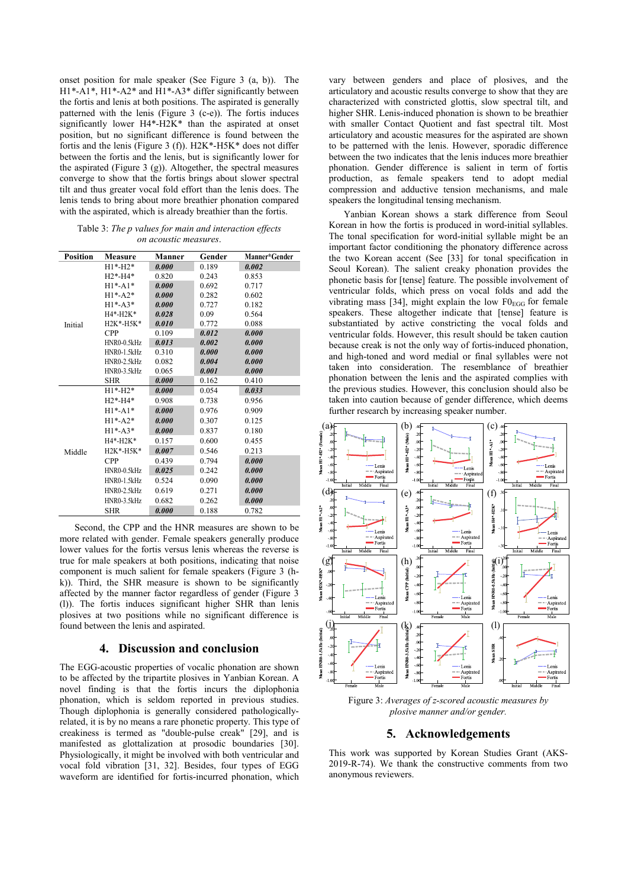onset position for male speaker (See Figure 3 (a, b)). The H1*-A1*, H1*-A2* and H1*-A3* differ significantly between the fortis and lenis at both positions. The aspirated is generally patterned with the lenis (Figure 3 (c-e)). The fortis induces significantly lower H4*-H2K* than the aspirated at onset position, but no significant difference is found between the fortis and the lenis (Figure 3 (f)). H2K*-H5K* does not differ between the fortis and the lenis, but is significantly lower for the aspirated (Figure 3 (g)). Altogether, the spectral measures converge to show that the fortis brings about slower spectral tilt and thus greater vocal fold effort than the lenis does. The lenis tends to bring about more breathier phonation compared with the aspirated, which is already breathier than the fortis.

Table 3: *The p values for main and interaction effects on acoustic measures*.

| Position | Measure | Manner | Gender | Manner*Gender |
|---|---|---|---|---|
| Initial | H1*-H2* | ***0.000*** | 0.189 | ***0.002*** |
| | H2*-H4* | 0.820 | 0.243 | 0.853 |
| | H1*-A1* | ***0.000*** | 0.692 | 0.717 |
| | H1*-A2* | ***0.000*** | 0.282 | 0.602 |
| | H1*-A3* | ***0.000*** | 0.727 | 0.182 |
| | H4*-H2K* | ***0.028*** | 0.09 | 0.564 |
| | H2K*-H5K* | ***0.010*** | 0.772 | 0.088 |
| | CPP | 0.109 | ***0.012*** | ***0.000*** |
| | HNR0-0.5kHz | ***0.013*** | ***0.002*** | ***0.000*** |
| | HNR0-1.5kHz | 0.310 | ***0.000*** | ***0.000*** |
| | HNR0-2.5kHz | 0.082 | ***0.004*** | ***0.000*** |
| | HNR0-3.5kHz | 0.065 | ***0.001*** | ***0.000*** |
| | SHR | ***0.000*** | 0.162 | 0.410 |
| Middle | H1*-H2* | ***0.000*** | 0.054 | ***0.033*** |
| | H2*-H4* | 0.908 | 0.738 | 0.956 |
| | H1*-A1* | ***0.000*** | 0.976 | 0.909 |
| | H1*-A2* | ***0.000*** | 0.307 | 0.125 |
| | H1*-A3* | ***0.000*** | 0.837 | 0.180 |
| | H4*-H2K* | 0.157 | 0.600 | 0.455 |
| | H2K*-H5K* | 0.546 | 0.213 | |
| | CPP | 0.439 | 0.794 | ***0.000*** |
| | HNR0-0.5kHz | ***0.025*** | 0.242 | ***0.000*** |
| | HNR0-1.5kHz | 0.524 | 0.090 | ***0.000*** |
| | HNR0-2.5kHz | 0.619 | 0.271 | ***0.000*** |
| | HNR0-3.5kHz | 0.682 | 0.262 | ***0.000*** |
| | SHR | ***0.000*** | 0.188 | 0.782 |

Second, the CPP and the HNR measures are shown to be more related with gender. Female speakers generally produce lower values for the fortis versus lenis whereas the reverse is true for male speakers at both positions, indicating that noise component is much salient for female speakers (Figure 3 (h-k)). Third, the SHR measure is shown to be significantly affected by the manner factor regardless of gender (Figure 3 (l)). The fortis induces significant higher SHR than lenis plosives at two positions while no significant difference is found between the lenis and aspirated.

## 4. Discussion and conclusion

The EGG-acoustic properties of vocalic phonation are shown to be affected by the tripartite plosives in Yanbian Korean. A novel finding is that the fortis incurs the diplophonia phonation, which is seldom reported in previous studies. Though diplophonia is generally considered pathologically-related, it is by no means a rare phonetic property. This type of creakiness is termed as "double-pulse creak" [29], and is manifested as glottalization at prosodic boundaries [30]. Physiologically, it might be involved with both ventricular and vocal fold vibration [31, 32]. Besides, four types of EGG waveform are identified for fortis-incurred phonation, which vary between genders and place of plosives, and the articulatory and acoustic results converge to show that they are characterized with constricted glottis, slow spectral tilt, and higher SHR. Lenis-induced phonation is shown to be breathier with smaller Contact Quotient and fast spectral tilt. Most articulatory and acoustic measures for the aspirated are shown to be patterned with the lenis. However, sporadic difference between the two indicates that the lenis induces more breathier phonation. Gender difference is salient in term of fortis production, as female speakers tend to adopt medial compression and adductive tension mechanisms, and male speakers the longitudinal tensing mechanism.

Yanbian Korean shows a stark difference from Seoul Korean in how the fortis is produced in word-initial syllables. The tonal specification for word-initial syllable might be an important factor conditioning the phonatory difference across the two Korean accent (See [33] for tonal specification in Seoul Korean). The salient creaky phonation provides the phonetic basis for [tense] feature. The possible involvement of ventricular folds, which press on vocal folds and add the vibrating mass [34], might explain the low $F0_{EGG}$ for female speakers. These altogether indicate that [tense] feature is substantiated by active constricting the vocal folds and ventricular folds. However, this result should be taken caution because creak is not the only way of fortis-induced phonation, and high-toned and word medial or final syllables were not taken into consideration. The resemblance of breathier phonation between the lenis and the aspirated complies with the previous studies. However, this conclusion should also be taken into caution because of gender difference, which deems further research by increasing speaker number.

(a) (b) (c) (d) (e) (f) (g) (h) (i) (j) (k) (l)

Mean H1*-H2* (Female)
Mean H1*-H2* (Male)
Mean H1*-A1*
Mean H1*-A2*
Mean H1*-A3*
Mean H4*-H2K*
Mean H2K*-H5K*
Mean CPP (Initial)
Mean HNR0-0.5kHz (Initial)
Mean HNR0-1.5kHz (Initial)
Mean HNR0-3.5kHz (Initial)
Mean SHR

Initial Middle Final
Female Male

Lenis
Aspirated
Fortis

Figure 3: *Averages of z-scored acoustic measures by plosive manner and/or gender.*

## 5. Acknowledgements

This work was supported by Korean Studies Grant (AKS-2019-R-74). We thank the constructive comments from two anonymous reviewers.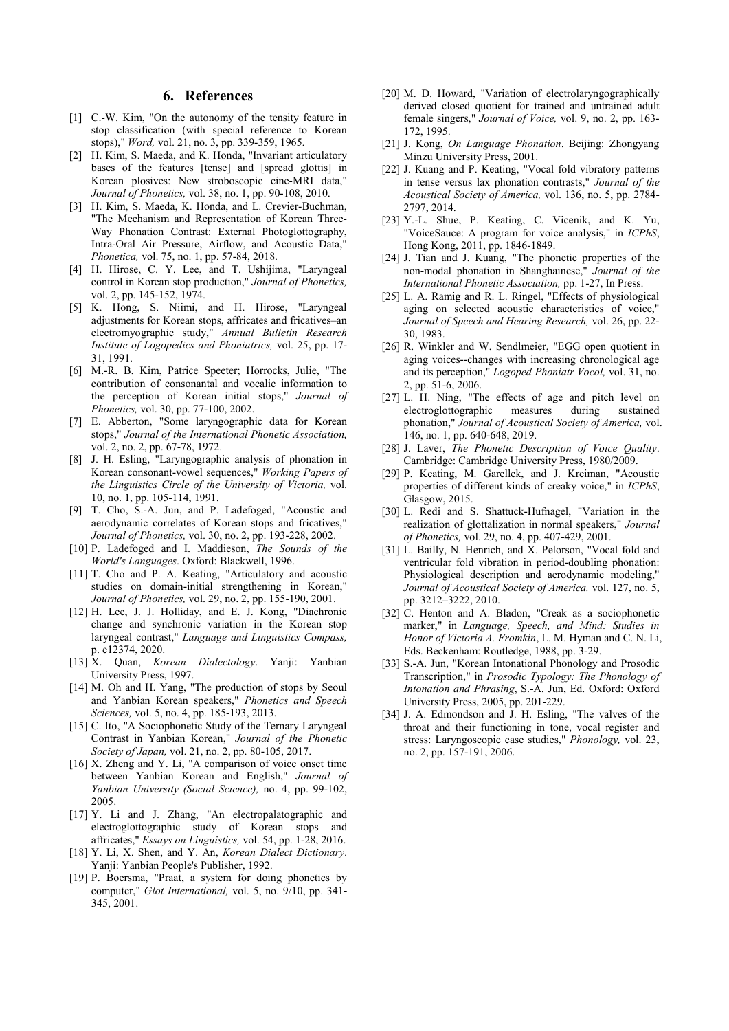## 6. References

[1] C.-W. Kim, "On the autonomy of the tensity feature in stop classification (with special reference to Korean stops)," *Word,* vol. 21, no. 3, pp. 339-359, 1965.

[2] H. Kim, S. Maeda, and K. Honda, "Invariant articulatory bases of the features [tense] and [spread glottis] in Korean plosives: New stroboscopic cine-MRI data," *Journal of Phonetics,* vol. 38, no. 1, pp. 90-108, 2010.

[3] H. Kim, S. Maeda, K. Honda, and L. Crevier-Buchman, "The Mechanism and Representation of Korean Three-Way Phonation Contrast: External Photoglottography, Intra-Oral Air Pressure, Airflow, and Acoustic Data," *Phonetica,* vol. 75, no. 1, pp. 57-84, 2018.

[4] H. Hirose, C. Y. Lee, and T. Ushijima, "Laryngeal control in Korean stop production," *Journal of Phonetics,* vol. 2, pp. 145-152, 1974.

[5] K. Hong, S. Niimi, and H. Hirose, "Laryngeal adjustments for Korean stops, affricates and fricatives–an electromyographic study," *Annual Bulletin Research Institute of Logopedics and Phoniatrics,* vol. 25, pp. 17-31, 1991.

[6] M.-R. B. Kim, Patrice Speeter; Horrocks, Julie, "The contribution of consonantal and vocalic information to the perception of Korean initial stops," *Journal of Phonetics,* vol. 30, pp. 77-100, 2002.

[7] E. Abberton, "Some laryngographic data for Korean stops," *Journal of the International Phonetic Association,* vol. 2, no. 2, pp. 67-78, 1972.

[8] J. H. Esling, "Laryngographic analysis of phonation in Korean consonant-vowel sequences," *Working Papers of the Linguistics Circle of the University of Victoria,* vol. 10, no. 1, pp. 105-114, 1991.

[9] T. Cho, S.-A. Jun, and P. Ladefoged, "Acoustic and aerodynamic correlates of Korean stops and fricatives," *Journal of Phonetics,* vol. 30, no. 2, pp. 193-228, 2002.

[10] P. Ladefoged and I. Maddieson, *The Sounds of the World's Languages*. Oxford: Blackwell, 1996.

[11] T. Cho and P. A. Keating, "Articulatory and acoustic studies on domain-initial strengthening in Korean," *Journal of Phonetics,* vol. 29, no. 2, pp. 155-190, 2001.

[12] H. Lee, J. J. Holliday, and E. J. Kong, "Diachronic change and synchronic variation in the Korean stop laryngeal contrast," *Language and Linguistics Compass,* p. e12374, 2020.

[13] X. Quan, *Korean Dialectology*. Yanji: Yanbian University Press, 1997.

[14] M. Oh and H. Yang, "The production of stops by Seoul and Yanbian Korean speakers," *Phonetics and Speech Sciences,* vol. 5, no. 4, pp. 185-193, 2013.

[15] C. Ito, "A Sociophonetic Study of the Ternary Laryngeal Contrast in Yanbian Korean," *Journal of the Phonetic Society of Japan,* vol. 21, no. 2, pp. 80-105, 2017.

[16] X. Zheng and Y. Li, "A comparison of voice onset time between Yanbian Korean and English," *Journal of Yanbian University (Social Science),* no. 4, pp. 99-102, 2005.

[17] Y. Li and J. Zhang, "An electropalatographic and electroglottographic study of Korean stops and affricates," *Essays on Linguistics,* vol. 54, pp. 1-28, 2016.

[18] Y. Li, X. Shen, and Y. An, *Korean Dialect Dictionary*. Yanji: Yanbian People's Publisher, 1992.

[19] P. Boersma, "Praat, a system for doing phonetics by computer," *Glot International,* vol. 5, no. 9/10, pp. 341-345, 2001.

[20] M. D. Howard, "Variation of electrolaryngographically derived closed quotient for trained and untrained adult female singers," *Journal of Voice,* vol. 9, no. 2, pp. 163-172, 1995.

[21] J. Kong, *On Language Phonation*. Beijing: Zhongyang Minzu University Press, 2001.

[22] J. Kuang and P. Keating, "Vocal fold vibratory patterns in tense versus lax phonation contrasts," *Journal of the Acoustical Society of America,* vol. 136, no. 5, pp. 2784-2797, 2014.

[23] Y.-L. Shue, P. Keating, C. Vicenik, and K. Yu, "VoiceSauce: A program for voice analysis," in *ICPhS*, Hong Kong, 2011, pp. 1846-1849.

[24] J. Tian and J. Kuang, "The phonetic properties of the non-modal phonation in Shanghainese," *Journal of the International Phonetic Association,* pp. 1-27, In Press.

[25] L. A. Ramig and R. L. Ringel, "Effects of physiological aging on selected acoustic characteristics of voice," *Journal of Speech and Hearing Research,* vol. 26, pp. 22-30, 1983.

[26] R. Winkler and W. Sendlmeier, "EGG open quotient in aging voices--changes with increasing chronological age and its perception," *Logoped Phoniatr Vocol,* vol. 31, no. 2, pp. 51-6, 2006.

[27] L. H. Ning, "The effects of age and pitch level on electroglottographic measures during sustained phonation," *Journal of Acoustical Society of America,* vol. 146, no. 1, pp. 640-648, 2019.

[28] J. Laver, *The Phonetic Description of Voice Quality*. Cambridge: Cambridge University Press, 1980/2009.

[29] P. Keating, M. Garellek, and J. Kreiman, "Acoustic properties of different kinds of creaky voice," in *ICPhS*, Glasgow, 2015.

[30] L. Redi and S. Shattuck-Hufnagel, "Variation in the realization of glottalization in normal speakers," *Journal of Phonetics,* vol. 29, no. 4, pp. 407-429, 2001.

[31] L. Bailly, N. Henrich, and X. Pelorson, "Vocal fold and ventricular fold vibration in period-doubling phonation: Physiological description and aerodynamic modeling," *Journal of Acoustical Society of America,* vol. 127, no. 5, pp. 3212–3222, 2010.

[32] C. Henton and A. Bladon, "Creak as a sociophonetic marker," in *Language, Speech, and Mind: Studies in Honor of Victoria A. Fromkin*, L. M. Hyman and C. N. Li, Eds. Beckenham: Routledge, 1988, pp. 3-29.

[33] S.-A. Jun, "Korean Intonational Phonology and Prosodic Transcription," in *Prosodic Typology: The Phonology of Intonation and Phrasing*, S.-A. Jun, Ed. Oxford: Oxford University Press, 2005, pp. 201-229.

[34] J. A. Edmondson and J. H. Esling, "The valves of the throat and their functioning in tone, vocal register and stress: Laryngoscopic case studies," *Phonology,* vol. 23, no. 2, pp. 157-191, 2006.